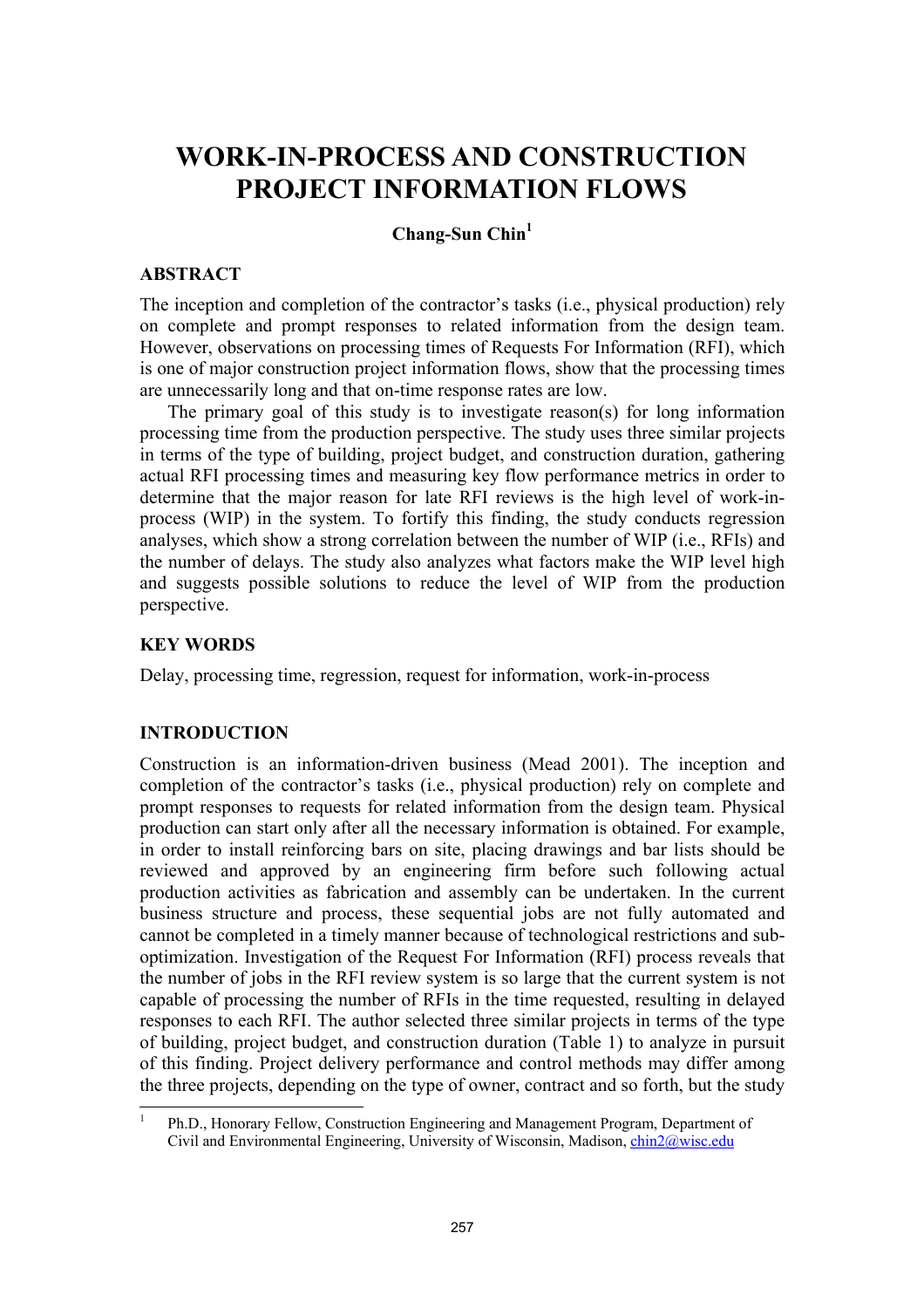# WORK-IN-PROCESS AND CONSTRUCTION PROJECT INFORMATION FLOWS

**Chang-Sun Chin[1]**

## ABSTRACT

The inception and completion of the contractor's tasks (i.e., physical production) rely on complete and prompt responses to related information from the design team. However, observations on processing times of Requests For Information (RFI), which is one of major construction project information flows, show that the processing times are unnecessarily long and that on-time response rates are low.

The primary goal of this study is to investigate reason(s) for long information processing time from the production perspective. The study uses three similar projects in terms of the type of building, project budget, and construction duration, gathering actual RFI processing times and measuring key flow performance metrics in order to determine that the major reason for late RFI reviews is the high level of work-in-process (WIP) in the system. To fortify this finding, the study conducts regression analyses, which show a strong correlation between the number of WIP (i.e., RFIs) and the number of delays. The study also analyzes what factors make the WIP level high and suggests possible solutions to reduce the level of WIP from the production perspective.

## KEY WORDS

Delay, processing time, regression, request for information, work-in-process

## INTRODUCTION

Construction is an information-driven business (Mead 2001). The inception and completion of the contractor's tasks (i.e., physical production) rely on complete and prompt responses to requests for related information from the design team. Physical production can start only after all the necessary information is obtained. For example, in order to install reinforcing bars on site, placing drawings and bar lists should be reviewed and approved by an engineering firm before such following actual production activities as fabrication and assembly can be undertaken. In the current business structure and process, these sequential jobs are not fully automated and cannot be completed in a timely manner because of technological restrictions and sub-optimization. Investigation of the Request For Information (RFI) process reveals that the number of jobs in the RFI review system is so large that the current system is not capable of processing the number of RFIs in the time requested, resulting in delayed responses to each RFI. The author selected three similar projects in terms of the type of building, project budget, and construction duration (Table 1) to analyze in pursuit of this finding. Project delivery performance and control methods may differ among the three projects, depending on the type of owner, contract and so forth, but the study

[1] Ph.D., Honorary Fellow, Construction Engineering and Management Program, Department of Civil and Environmental Engineering, University of Wisconsin, Madison, chin2@wisc.edu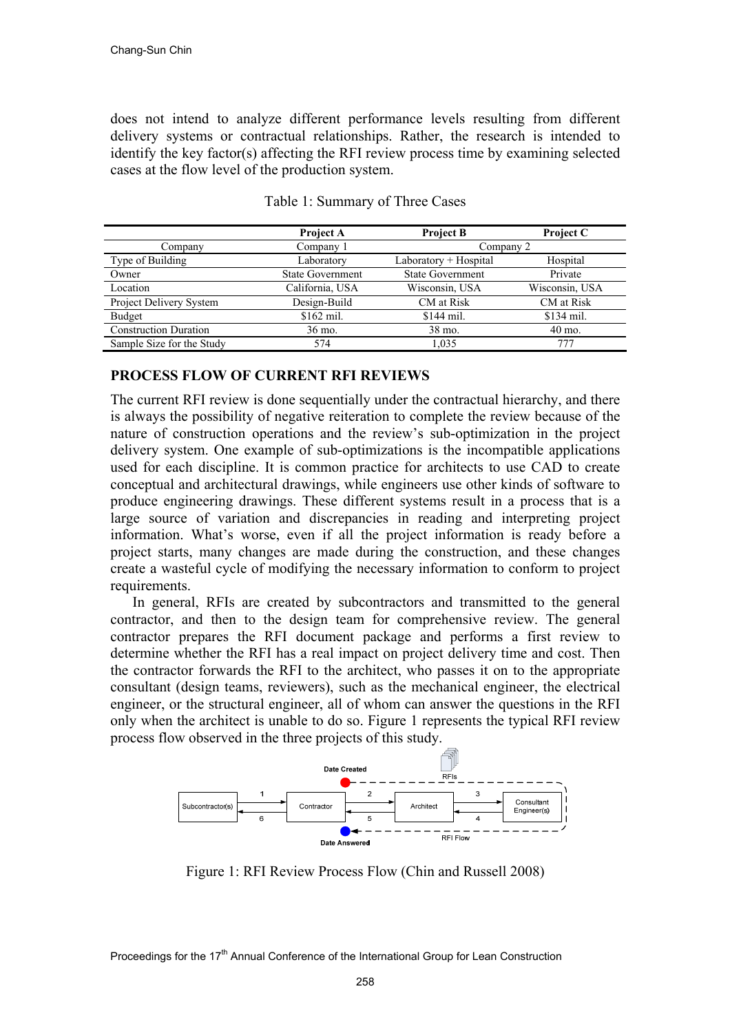does not intend to analyze different performance levels resulting from different delivery systems or contractual relationships. Rather, the research is intended to identify the key factor(s) affecting the RFI review process time by examining selected cases at the flow level of the production system.

Table 1: Summary of Three Cases

| | Project A | Project B | Project C |
|---|---|---|---|
| Company | Company 1 | Company 2 | |
| Type of Building | Laboratory | Laboratory + Hospital | Hospital |
| Owner | State Government | State Government | Private |
| Location | California, USA | Wisconsin, USA | Wisconsin, USA |
| Project Delivery System | Design-Build | CM at Risk | CM at Risk |
| Budget | $162 mil. | $144 mil. | $134 mil. |
| Construction Duration | 36 mo. | 38 mo. | 40 mo. |
| Sample Size for the Study | 574 | 1,035 | 777 |

## PROCESS FLOW OF CURRENT RFI REVIEWS

The current RFI review is done sequentially under the contractual hierarchy, and there is always the possibility of negative reiteration to complete the review because of the nature of construction operations and the review's sub-optimization in the project delivery system. One example of sub-optimizations is the incompatible applications used for each discipline. It is common practice for architects to use CAD to create conceptual and architectural drawings, while engineers use other kinds of software to produce engineering drawings. These different systems result in a process that is a large source of variation and discrepancies in reading and interpreting project information. What's worse, even if all the project information is ready before a project starts, many changes are made during the construction, and these changes create a wasteful cycle of modifying the necessary information to conform to project requirements.

In general, RFIs are created by subcontractors and transmitted to the general contractor, and then to the design team for comprehensive review. The general contractor prepares the RFI document package and performs a first review to determine whether the RFI has a real impact on project delivery time and cost. Then the contractor forwards the RFI to the architect, who passes it on to the appropriate consultant (design teams, reviewers), such as the mechanical engineer, the electrical engineer, or the structural engineer, all of whom can answer the questions in the RFI only when the architect is unable to do so. Figure 1 represents the typical RFI review process flow observed in the three projects of this study.

Figure 1: RFI Review Process Flow (Chin and Russell 2008)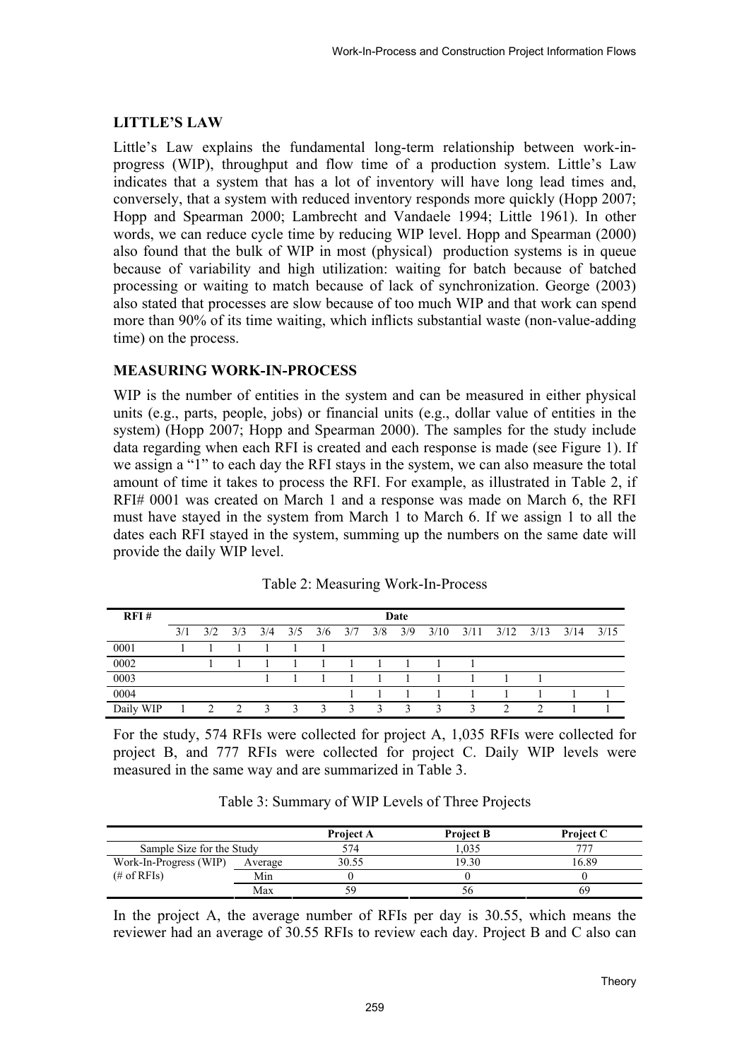## LITTLE'S LAW

Little's Law explains the fundamental long-term relationship between work-in-progress (WIP), throughput and flow time of a production system. Little's Law indicates that a system that has a lot of inventory will have long lead times and, conversely, that a system with reduced inventory responds more quickly (Hopp 2007; Hopp and Spearman 2000; Lambrecht and Vandaele 1994; Little 1961). In other words, we can reduce cycle time by reducing WIP level. Hopp and Spearman (2000) also found that the bulk of WIP in most (physical) production systems is in queue because of variability and high utilization: waiting for batch because of batched processing or waiting to match because of lack of synchronization. George (2003) also stated that processes are slow because of too much WIP and that work can spend more than 90% of its time waiting, which inflicts substantial waste (non-value-adding time) on the process.

## MEASURING WORK-IN-PROCESS

WIP is the number of entities in the system and can be measured in either physical units (e.g., parts, people, jobs) or financial units (e.g., dollar value of entities in the system) (Hopp 2007; Hopp and Spearman 2000). The samples for the study include data regarding when each RFI is created and each response is made (see Figure 1). If we assign a "1" to each day the RFI stays in the system, we can also measure the total amount of time it takes to process the RFI. For example, as illustrated in Table 2, if RFI# 0001 was created on March 1 and a response was made on March 6, the RFI must have stayed in the system from March 1 to March 6. If we assign 1 to all the dates each RFI stayed in the system, summing up the numbers on the same date will provide the daily WIP level.

Table 2: Measuring Work-In-Process

| RFI # | Date | | | | | | | | | | | | | | |
|---|---|---|---|---|---|---|---|---|---|---|---|---|---|---|---|
| | 3/1 | 3/2 | 3/3 | 3/4 | 3/5 | 3/6 | 3/7 | 3/8 | 3/9 | 3/10 | 3/11 | 3/12 | 3/13 | 3/14 | 3/15 |
| 0001 | 1 | 1 | 1 | 1 | 1 | 1 | | | | | | | | | |
| 0002 | | 1 | 1 | 1 | 1 | 1 | 1 | 1 | 1 | 1 | 1 | | | | |
| 0003 | | | | 1 | 1 | 1 | 1 | 1 | 1 | 1 | 1 | 1 | 1 | | |
| 0004 | | | | | | | 1 | 1 | 1 | 1 | 1 | 1 | 1 | 1 | 1 |
| Daily WIP | 1 | 2 | 2 | 3 | 3 | 3 | 3 | 3 | 3 | 3 | 3 | 2 | 2 | 1 | 1 |

For the study, 574 RFIs were collected for project A, 1,035 RFIs were collected for project B, and 777 RFIs were collected for project C. Daily WIP levels were measured in the same way and are summarized in Table 3.

Table 3: Summary of WIP Levels of Three Projects

| | | Project A | Project B | Project C |
|---|---|---|---|---|
| Sample Size for the Study | | 574 | 1,035 | 777 |
| Work-In-Progress (WIP) (# of RFIs) | Average | 30.55 | 19.30 | 16.89 |
| | Min | 0 | 0 | 0 |
| | Max | 59 | 56 | 69 |

In the project A, the average number of RFIs per day is 30.55, which means the reviewer had an average of 30.55 RFIs to review each day. Project B and C also can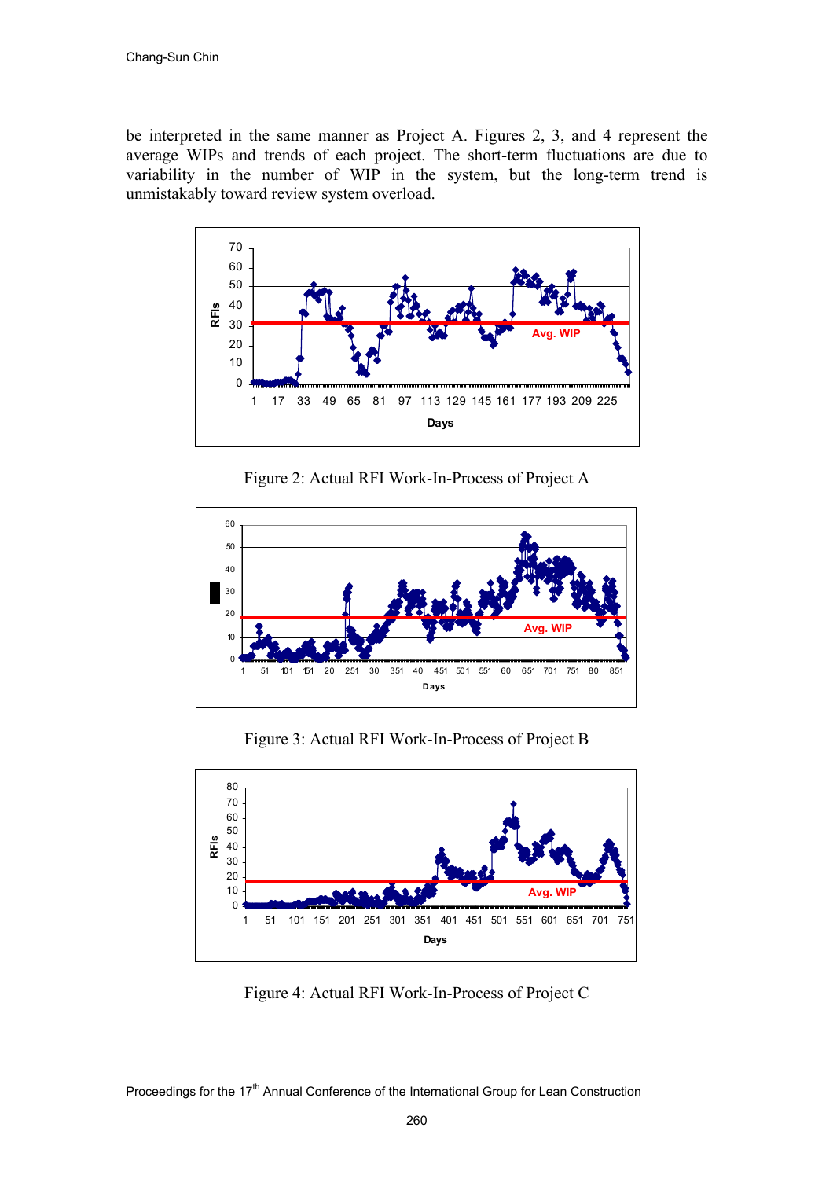be interpreted in the same manner as Project A. Figures 2, 3, and 4 represent the average WIPs and trends of each project. The short-term fluctuations are due to variability in the number of WIP in the system, but the long-term trend is unmistakably toward review system overload.

Figure 2: Actual RFI Work-In-Process of Project A

Figure 3: Actual RFI Work-In-Process of Project B

Figure 4: Actual RFI Work-In-Process of Project C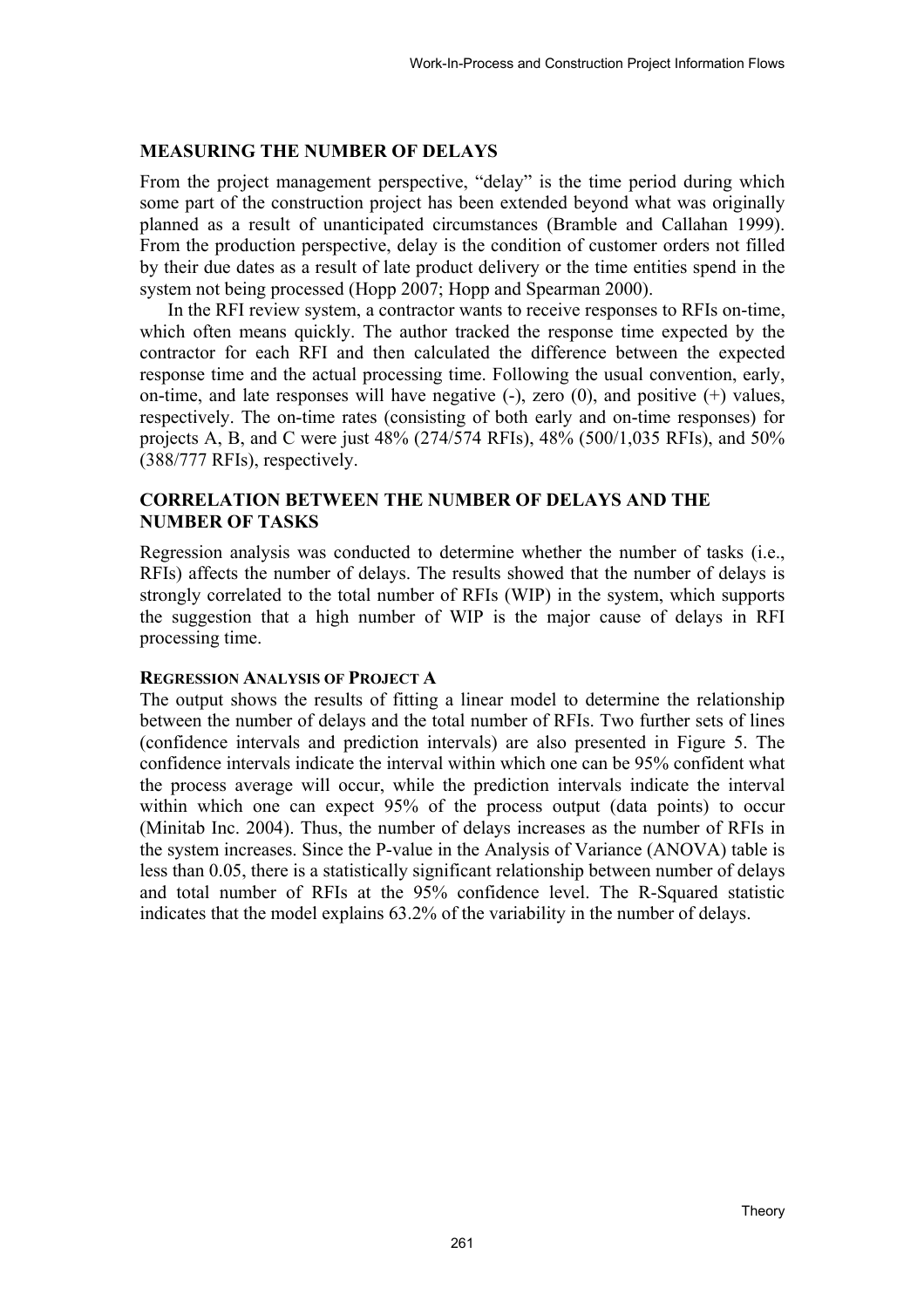## MEASURING THE NUMBER OF DELAYS

From the project management perspective, "delay" is the time period during which some part of the construction project has been extended beyond what was originally planned as a result of unanticipated circumstances (Bramble and Callahan 1999). From the production perspective, delay is the condition of customer orders not filled by their due dates as a result of late product delivery or the time entities spend in the system not being processed (Hopp 2007; Hopp and Spearman 2000).

In the RFI review system, a contractor wants to receive responses to RFIs on-time, which often means quickly. The author tracked the response time expected by the contractor for each RFI and then calculated the difference between the expected response time and the actual processing time. Following the usual convention, early, on-time, and late responses will have negative (-), zero (0), and positive (+) values, respectively. The on-time rates (consisting of both early and on-time responses) for projects A, B, and C were just 48% (274/574 RFIs), 48% (500/1,035 RFIs), and 50% (388/777 RFIs), respectively.

## CORRELATION BETWEEN THE NUMBER OF DELAYS AND THE NUMBER OF TASKS

Regression analysis was conducted to determine whether the number of tasks (i.e., RFIs) affects the number of delays. The results showed that the number of delays is strongly correlated to the total number of RFIs (WIP) in the system, which supports the suggestion that a high number of WIP is the major cause of delays in RFI processing time.

### REGRESSION ANALYSIS OF PROJECT A

The output shows the results of fitting a linear model to determine the relationship between the number of delays and the total number of RFIs. Two further sets of lines (confidence intervals and prediction intervals) are also presented in Figure 5. The confidence intervals indicate the interval within which one can be 95% confident what the process average will occur, while the prediction intervals indicate the interval within which one can expect 95% of the process output (data points) to occur (Minitab Inc. 2004). Thus, the number of delays increases as the number of RFIs in the system increases. Since the P-value in the Analysis of Variance (ANOVA) table is less than 0.05, there is a statistically significant relationship between number of delays and total number of RFIs at the 95% confidence level. The R-Squared statistic indicates that the model explains 63.2% of the variability in the number of delays.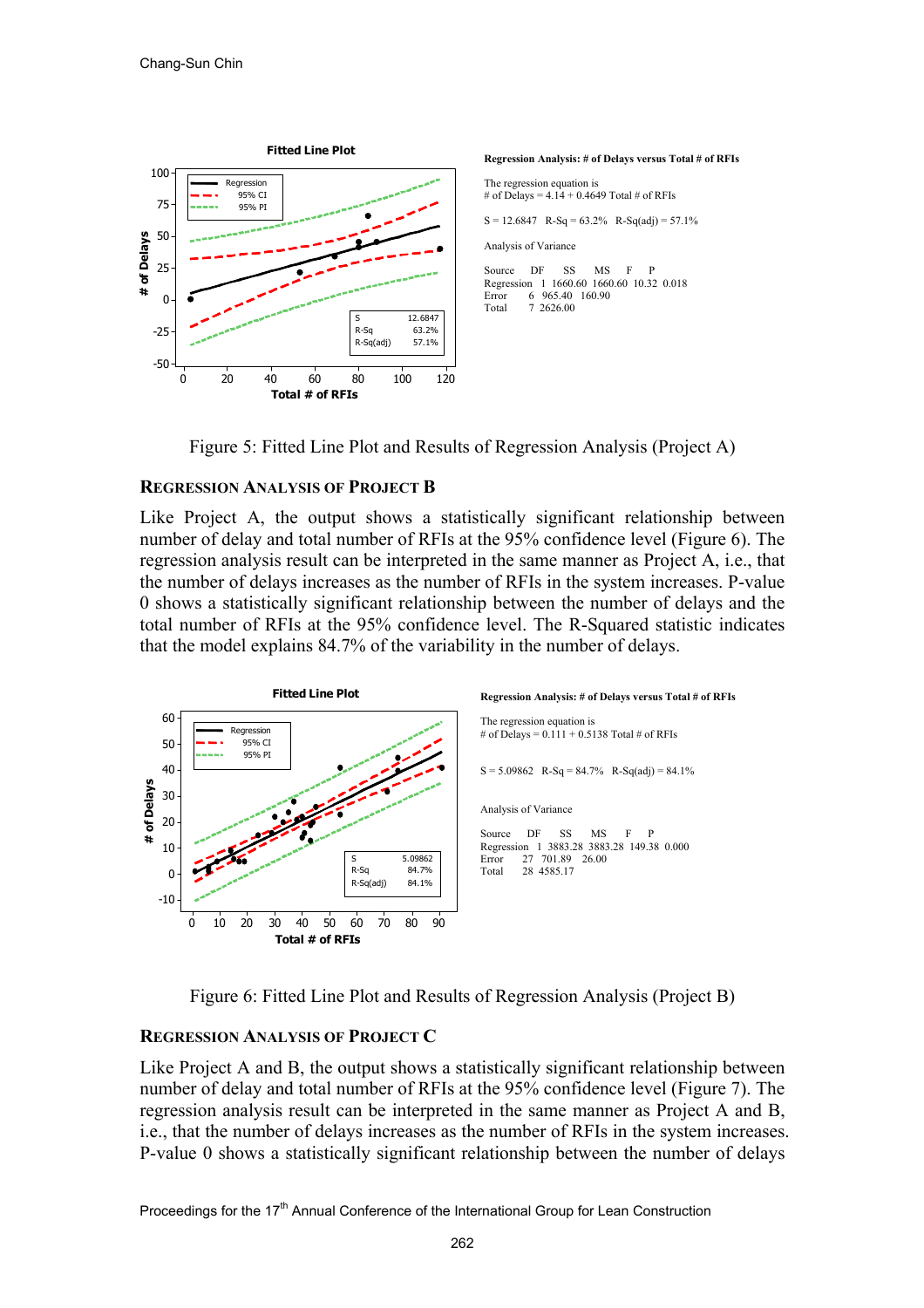Regression Analysis: # of Delays versus Total # of RFIs

The regression equation is
# of Delays = 4.14 + 0.4649 Total # of RFIs

S = 12.6847 R-Sq = 63.2% R-Sq(adj) = 57.1%

Analysis of Variance

| Source | DF | SS | MS | F | P |
|---|---|---|---|---|---|
| Regression | 1 | 1660.60 | 1660.60 | 10.32 | 0.018 |
| Error | 6 | 965.40 | 160.90 | | |
| Total | 7 | 2626.00 | | | |

Figure 5: Fitted Line Plot and Results of Regression Analysis (Project A)

### REGRESSION ANALYSIS OF PROJECT B

Like Project A, the output shows a statistically significant relationship between number of delay and total number of RFIs at the 95% confidence level (Figure 6). The regression analysis result can be interpreted in the same manner as Project A, i.e., that the number of delays increases as the number of RFIs in the system increases. P-value 0 shows a statistically significant relationship between the number of delays and the total number of RFIs at the 95% confidence level. The R-Squared statistic indicates that the model explains 84.7% of the variability in the number of delays.

Regression Analysis: # of Delays versus Total # of RFIs

The regression equation is
# of Delays = 0.111 + 0.5138 Total # of RFIs

S = 5.09862 R-Sq = 84.7% R-Sq(adj) = 84.1%

Analysis of Variance

| Source | DF | SS | MS | F | P |
|---|---|---|---|---|---|
| Regression | 1 | 3883.28 | 3883.28 | 149.38 | 0.000 |
| Error | 27 | 701.89 | 26.00 | | |
| Total | 28 | 4585.17 | | | |

Figure 6: Fitted Line Plot and Results of Regression Analysis (Project B)

### REGRESSION ANALYSIS OF PROJECT C

Like Project A and B, the output shows a statistically significant relationship between number of delay and total number of RFIs at the 95% confidence level (Figure 7). The regression analysis result can be interpreted in the same manner as Project A and B, i.e., that the number of delays increases as the number of RFIs in the system increases. P-value 0 shows a statistically significant relationship between the number of delays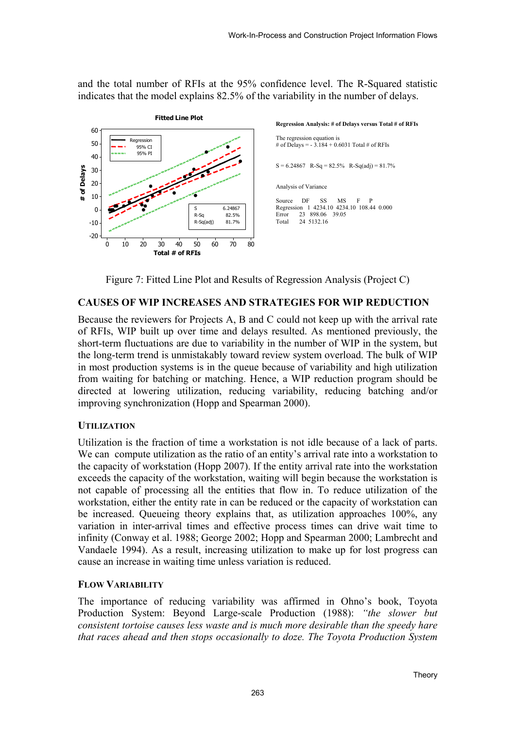and the total number of RFIs at the 95% confidence level. The R-Squared statistic indicates that the model explains 82.5% of the variability in the number of delays.

**Regression Analysis: # of Delays versus Total # of RFIs**

The regression equation is
# of Delays = - 3.184 + 0.6031 Total # of RFIs

S = 6.24867   R-Sq = 82.5%   R-Sq(adj) = 81.7%

Analysis of Variance

| Source | DF | SS | MS | F | P |
|---|---|---|---|---|---|
| Regression | 1 | 4234.10 | 4234.10 | 108.44 | 0.000 |
| Error | 23 | 898.06 | 39.05 | | |
| Total | 24 | 5132.16 | | | |

Figure 7: Fitted Line Plot and Results of Regression Analysis (Project C)

## CAUSES OF WIP INCREASES AND STRATEGIES FOR WIP REDUCTION

Because the reviewers for Projects A, B and C could not keep up with the arrival rate of RFIs, WIP built up over time and delays resulted. As mentioned previously, the short-term fluctuations are due to variability in the number of WIP in the system, but the long-term trend is unmistakably toward review system overload. The bulk of WIP in most production systems is in the queue because of variability and high utilization from waiting for batching or matching. Hence, a WIP reduction program should be directed at lowering utilization, reducing variability, reducing batching and/or improving synchronization (Hopp and Spearman 2000).

### UTILIZATION

Utilization is the fraction of time a workstation is not idle because of a lack of parts. We can compute utilization as the ratio of an entity's arrival rate into a workstation to the capacity of workstation (Hopp 2007). If the entity arrival rate into the workstation exceeds the capacity of the workstation, waiting will begin because the workstation is not capable of processing all the entities that flow in. To reduce utilization of the workstation, either the entity rate in can be reduced or the capacity of workstation can be increased. Queueing theory explains that, as utilization approaches 100%, any variation in inter-arrival times and effective process times can drive wait time to infinity (Conway et al. 1988; George 2002; Hopp and Spearman 2000; Lambrecht and Vandaele 1994). As a result, increasing utilization to make up for lost progress can cause an increase in waiting time unless variation is reduced.

### FLOW VARIABILITY

The importance of reducing variability was affirmed in Ohno's book, Toyota Production System: Beyond Large-scale Production (1988): *"the slower but consistent tortoise causes less waste and is much more desirable than the speedy hare that races ahead and then stops occasionally to doze. The Toyota Production System*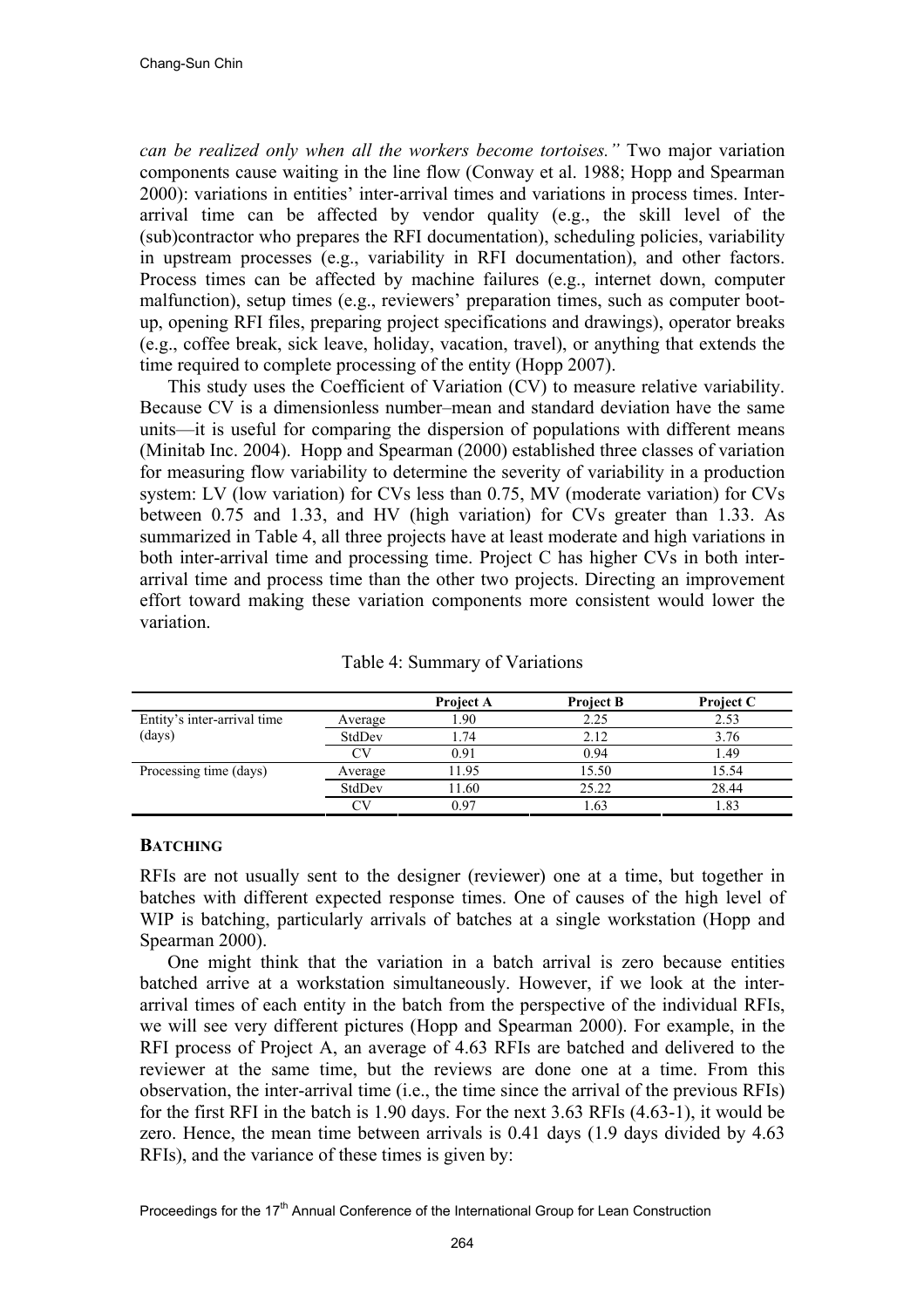*can be realized only when all the workers become tortoises."* Two major variation components cause waiting in the line flow (Conway et al. 1988; Hopp and Spearman 2000): variations in entities' inter-arrival times and variations in process times. Inter-arrival time can be affected by vendor quality (e.g., the skill level of the (sub)contractor who prepares the RFI documentation), scheduling policies, variability in upstream processes (e.g., variability in RFI documentation), and other factors. Process times can be affected by machine failures (e.g., internet down, computer malfunction), setup times (e.g., reviewers' preparation times, such as computer boot-up, opening RFI files, preparing project specifications and drawings), operator breaks (e.g., coffee break, sick leave, holiday, vacation, travel), or anything that extends the time required to complete processing of the entity (Hopp 2007).

This study uses the Coefficient of Variation (CV) to measure relative variability. Because CV is a dimensionless number–mean and standard deviation have the same units—it is useful for comparing the dispersion of populations with different means (Minitab Inc. 2004). Hopp and Spearman (2000) established three classes of variation for measuring flow variability to determine the severity of variability in a production system: LV (low variation) for CVs less than 0.75, MV (moderate variation) for CVs between 0.75 and 1.33, and HV (high variation) for CVs greater than 1.33. As summarized in Table 4, all three projects have at least moderate and high variations in both inter-arrival time and processing time. Project C has higher CVs in both inter-arrival time and process time than the other two projects. Directing an improvement effort toward making these variation components more consistent would lower the variation.

Table 4: Summary of Variations

| | | **Project A** | **Project B** | **Project C** |
|---|---|---|---|---|
| Entity's inter-arrival time (days) | Average | 1.90 | 2.25 | 2.53 |
| | StdDev | 1.74 | 2.12 | 3.76 |
| | CV | 0.91 | 0.94 | 1.49 |
| Processing time (days) | Average | 11.95 | 15.50 | 15.54 |
| | StdDev | 11.60 | 25.22 | 28.44 |
| | CV | 0.97 | 1.63 | 1.83 |

## BATCHING

RFIs are not usually sent to the designer (reviewer) one at a time, but together in batches with different expected response times. One of causes of the high level of WIP is batching, particularly arrivals of batches at a single workstation (Hopp and Spearman 2000).

One might think that the variation in a batch arrival is zero because entities batched arrive at a workstation simultaneously. However, if we look at the inter-arrival times of each entity in the batch from the perspective of the individual RFIs, we will see very different pictures (Hopp and Spearman 2000). For example, in the RFI process of Project A, an average of 4.63 RFIs are batched and delivered to the reviewer at the same time, but the reviews are done one at a time. From this observation, the inter-arrival time (i.e., the time since the arrival of the previous RFIs) for the first RFI in the batch is 1.90 days. For the next 3.63 RFIs (4.63-1), it would be zero. Hence, the mean time between arrivals is 0.41 days (1.9 days divided by 4.63 RFIs), and the variance of these times is given by: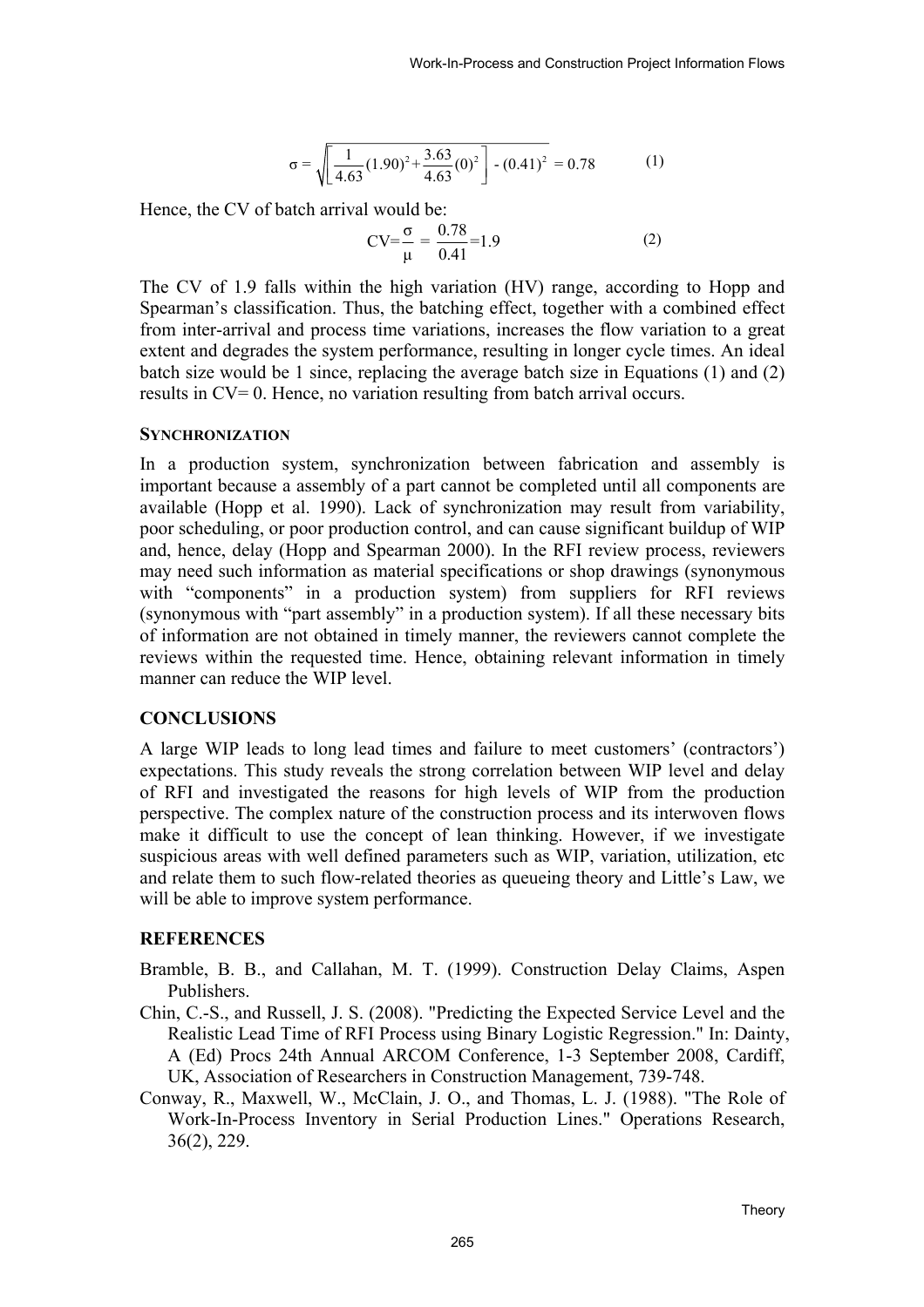$$\sigma = \sqrt{\left[\frac{1}{4.63}(1.90)^2 + \frac{3.63}{4.63}(0)^2\right] - (0.41)^2} = 0.78 \quad (1)$$

Hence, the CV of batch arrival would be:

$$CV = \frac{\sigma}{\mu} = \frac{0.78}{0.41} = 1.9 \quad (2)$$

The CV of 1.9 falls within the high variation (HV) range, according to Hopp and Spearman's classification. Thus, the batching effect, together with a combined effect from inter-arrival and process time variations, increases the flow variation to a great extent and degrades the system performance, resulting in longer cycle times. An ideal batch size would be 1 since, replacing the average batch size in Equations (1) and (2) results in CV= 0. Hence, no variation resulting from batch arrival occurs.

### SYNCHRONIZATION

In a production system, synchronization between fabrication and assembly is important because a assembly of a part cannot be completed until all components are available (Hopp et al. 1990). Lack of synchronization may result from variability, poor scheduling, or poor production control, and can cause significant buildup of WIP and, hence, delay (Hopp and Spearman 2000). In the RFI review process, reviewers may need such information as material specifications or shop drawings (synonymous with "components" in a production system) from suppliers for RFI reviews (synonymous with "part assembly" in a production system). If all these necessary bits of information are not obtained in timely manner, the reviewers cannot complete the reviews within the requested time. Hence, obtaining relevant information in timely manner can reduce the WIP level.

## CONCLUSIONS

A large WIP leads to long lead times and failure to meet customers' (contractors') expectations. This study reveals the strong correlation between WIP level and delay of RFI and investigated the reasons for high levels of WIP from the production perspective. The complex nature of the construction process and its interwoven flows make it difficult to use the concept of lean thinking. However, if we investigate suspicious areas with well defined parameters such as WIP, variation, utilization, etc and relate them to such flow-related theories as queueing theory and Little's Law, we will be able to improve system performance.

## REFERENCES

Bramble, B. B., and Callahan, M. T. (1999). Construction Delay Claims, Aspen Publishers.

Chin, C.-S., and Russell, J. S. (2008). "Predicting the Expected Service Level and the Realistic Lead Time of RFI Process using Binary Logistic Regression." In: Dainty, A (Ed) Procs 24th Annual ARCOM Conference, 1-3 September 2008, Cardiff, UK, Association of Researchers in Construction Management, 739-748.

Conway, R., Maxwell, W., McClain, J. O., and Thomas, L. J. (1988). "The Role of Work-In-Process Inventory in Serial Production Lines." Operations Research, 36(2), 229.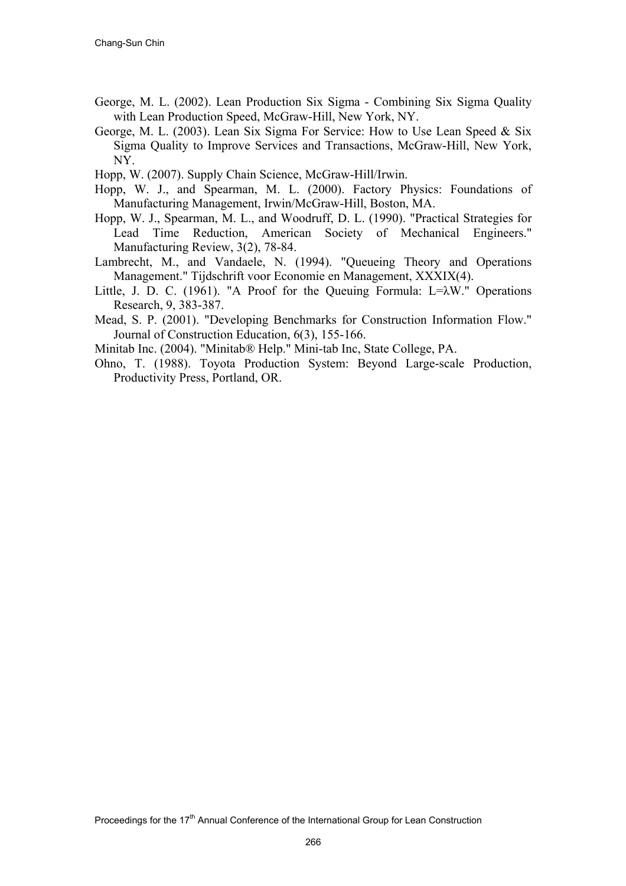George, M. L. (2002). Lean Production Six Sigma - Combining Six Sigma Quality with Lean Production Speed, McGraw-Hill, New York, NY.

George, M. L. (2003). Lean Six Sigma For Service: How to Use Lean Speed & Six Sigma Quality to Improve Services and Transactions, McGraw-Hill, New York, NY.

Hopp, W. (2007). Supply Chain Science, McGraw-Hill/Irwin.

Hopp, W. J., and Spearman, M. L. (2000). Factory Physics: Foundations of Manufacturing Management, Irwin/McGraw-Hill, Boston, MA.

Hopp, W. J., Spearman, M. L., and Woodruff, D. L. (1990). "Practical Strategies for Lead Time Reduction, American Society of Mechanical Engineers." Manufacturing Review, 3(2), 78-84.

Lambrecht, M., and Vandaele, N. (1994). "Queueing Theory and Operations Management." Tijdschrift voor Economie en Management, XXXIX(4).

Little, J. D. C. (1961). "A Proof for the Queuing Formula: $L=\lambda W$." Operations Research, 9, 383-387.

Mead, S. P. (2001). "Developing Benchmarks for Construction Information Flow." Journal of Construction Education, 6(3), 155-166.

Minitab Inc. (2004). "Minitab® Help." Mini-tab Inc, State College, PA.

Ohno, T. (1988). Toyota Production System: Beyond Large-scale Production, Productivity Press, Portland, OR.